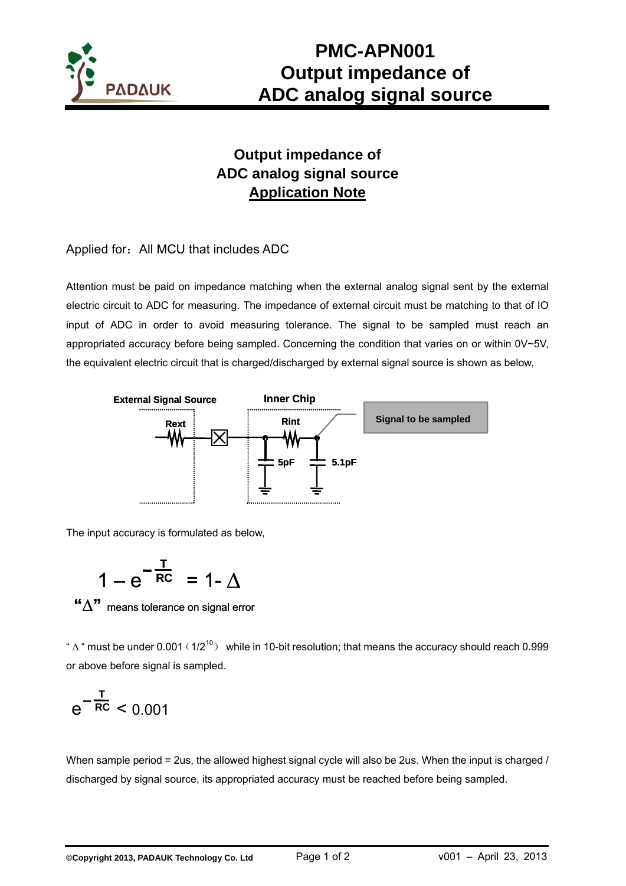# PMC-APN001 Output impedance of ADC analog signal source

## Output impedance of ADC analog signal source

## Application Note

Applied for：All MCU that includes ADC

Attention must be paid on impedance matching when the external analog signal sent by the external electric circuit to ADC for measuring. The impedance of external circuit must be matching to that of IO input of ADC in order to avoid measuring tolerance. The signal to be sampled must reach an appropriated accuracy before being sampled. Concerning the condition that varies on or within 0V~5V, the equivalent electric circuit that is charged/discharged by external signal source is shown as below,

External Signal Source | Inner Chip | Rext | Rint | 5pF | 5.1pF | Signal to be sampled

The input accuracy is formulated as below,

$$1 - e^{-\frac{T}{RC}} = 1 - \Delta$$

"Δ" means tolerance on signal error

" Δ " must be under 0.001（$1/2^{10}$） while in 10-bit resolution; that means the accuracy should reach 0.999 or above before signal is sampled.

$$e^{-\frac{T}{RC}} < 0.001$$

When sample period = 2us, the allowed highest signal cycle will also be 2us. When the input is charged / discharged by signal source, its appropriated accuracy must be reached before being sampled.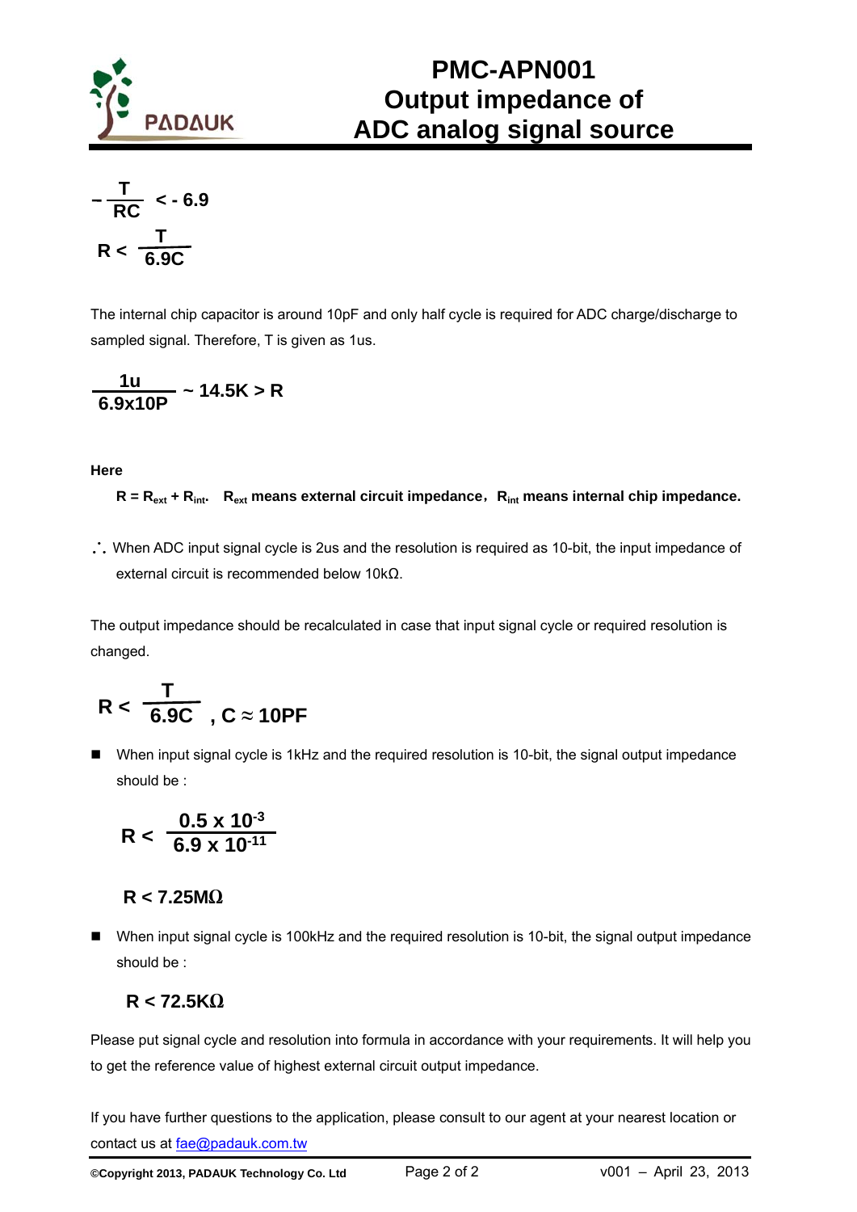$$-\frac{T}{RC} < -6.9$$

$$R < \frac{T}{6.9C}$$

The internal chip capacitor is around 10pF and only half cycle is required for ADC charge/discharge to sampled signal. Therefore, T is given as 1us.

$$\frac{1u}{6.9x10P} \sim 14.5K > R$$

**Here**

**$R = R_{ext} + R_{int}$.  $R_{ext}$ means external circuit impedance，$R_{int}$ means internal chip impedance.**

∴ When ADC input signal cycle is 2us and the resolution is required as 10-bit, the input impedance of external circuit is recommended below 10kΩ.

The output impedance should be recalculated in case that input signal cycle or required resolution is changed.

$$R < \frac{T}{6.9C}, \ C \approx 10PF$$

- When input signal cycle is 1kHz and the required resolution is 10-bit, the signal output impedance should be :

$$R < \frac{0.5 \times 10^{-3}}{6.9 \times 10^{-11}}$$

$$R < 7.25M\Omega$$

- When input signal cycle is 100kHz and the required resolution is 10-bit, the signal output impedance should be :

$$R < 72.5K\Omega$$

Please put signal cycle and resolution into formula in accordance with your requirements. It will help you to get the reference value of highest external circuit output impedance.

If you have further questions to the application, please consult to our agent at your nearest location or contact us at fae@padauk.com.tw